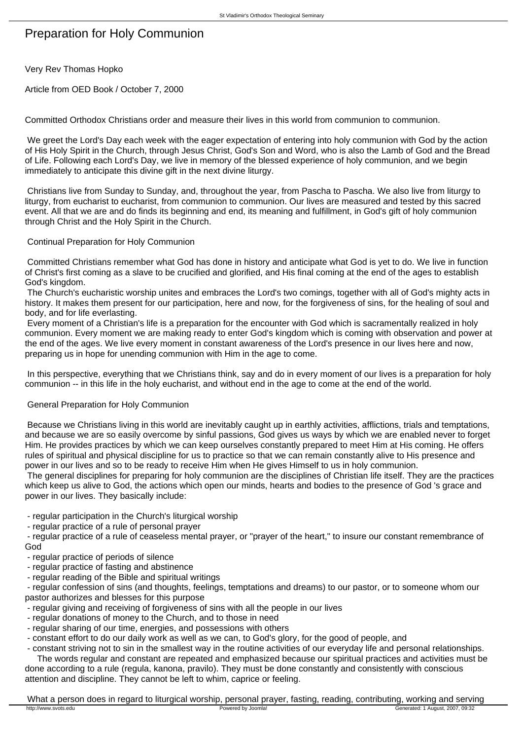# Preparation for Holy Communion

Very Rev Thomas Hopko

Article from OED Book / October 7, 2000

Committed Orthodox Christians order and measure their lives in this world from communion to communion.

We greet the Lord's Day each week with the eager expectation of entering into holy communion with God by the action of His Holy Spirit in the Church, through Jesus Christ, God's Son and Word, who is also the Lamb of God and the Bread of Life. Following each Lord's Day, we live in memory of the blessed experience of holy communion, and we begin immediately to anticipate this divine gift in the next divine liturgy.

Christians live from Sunday to Sunday, and, throughout the year, from Pascha to Pascha. We also live from liturgy to liturgy, from eucharist to eucharist, from communion to communion. Our lives are measured and tested by this sacred event. All that we are and do finds its beginning and end, its meaning and fulfillment, in God's gift of holy communion through Christ and the Holy Spirit in the Church.

## Continual Preparation for Holy Communion

Committed Christians remember what God has done in history and anticipate what God is yet to do. We live in function of Christ's first coming as a slave to be crucified and glorified, and His final coming at the end of the ages to establish God's kingdom.

The Church's eucharistic worship unites and embraces the Lord's two comings, together with all of God's mighty acts in history. It makes them present for our participation, here and now, for the forgiveness of sins, for the healing of soul and body, and for life everlasting.

Every moment of a Christian's life is a preparation for the encounter with God which is sacramentally realized in holy communion. Every moment we are making ready to enter God's kingdom which is coming with observation and power at the end of the ages. We live every moment in constant awareness of the Lord's presence in our lives here and now, preparing us in hope for unending communion with Him in the age to come.

In this perspective, everything that we Christians think, say and do in every moment of our lives is a preparation for holy communion -- in this life in the holy eucharist, and without end in the age to come at the end of the world.

## General Preparation for Holy Communion

Because we Christians living in this world are inevitably caught up in earthly activities, afflictions, trials and temptations, and because we are so easily overcome by sinful passions, God gives us ways by which we are enabled never to forget Him. He provides practices by which we can keep ourselves constantly prepared to meet Him at His coming. He offers rules of spiritual and physical discipline for us to practice so that we can remain constantly alive to His presence and power in our lives and so to be ready to receive Him when He gives Himself to us in holy communion.

The general disciplines for preparing for holy communion are the disciplines of Christian life itself. They are the practices which keep us alive to God, the actions which open our minds, hearts and bodies to the presence of God 's grace and power in our lives. They basically include:

- regular participation in the Church's liturgical worship
- regular practice of a rule of personal prayer
- regular practice of a rule of ceaseless mental prayer, or "prayer of the heart," to insure our constant remembrance of God
- regular practice of periods of silence
- regular practice of fasting and abstinence
- regular reading of the Bible and spiritual writings
- regular confession of sins (and thoughts, feelings, temptations and dreams) to our pastor, or to someone whom our pastor authorizes and blesses for this purpose
- regular giving and receiving of forgiveness of sins with all the people in our lives
- regular donations of money to the Church, and to those in need
- regular sharing of our time, energies, and possessions with others
- constant effort to do our daily work as well as we can, to God's glory, for the good of people, and
- constant striving not to sin in the smallest way in the routine activities of our everyday life and personal relationships.

The words regular and constant are repeated and emphasized because our spiritual practices and activities must be done according to a rule (regula, kanona, pravilo). They must be done constantly and consistently with conscious attention and discipline. They cannot be left to whim, caprice or feeling.

What a person does in regard to liturgical worship, personal prayer, fasting, reading, contributing, working and serving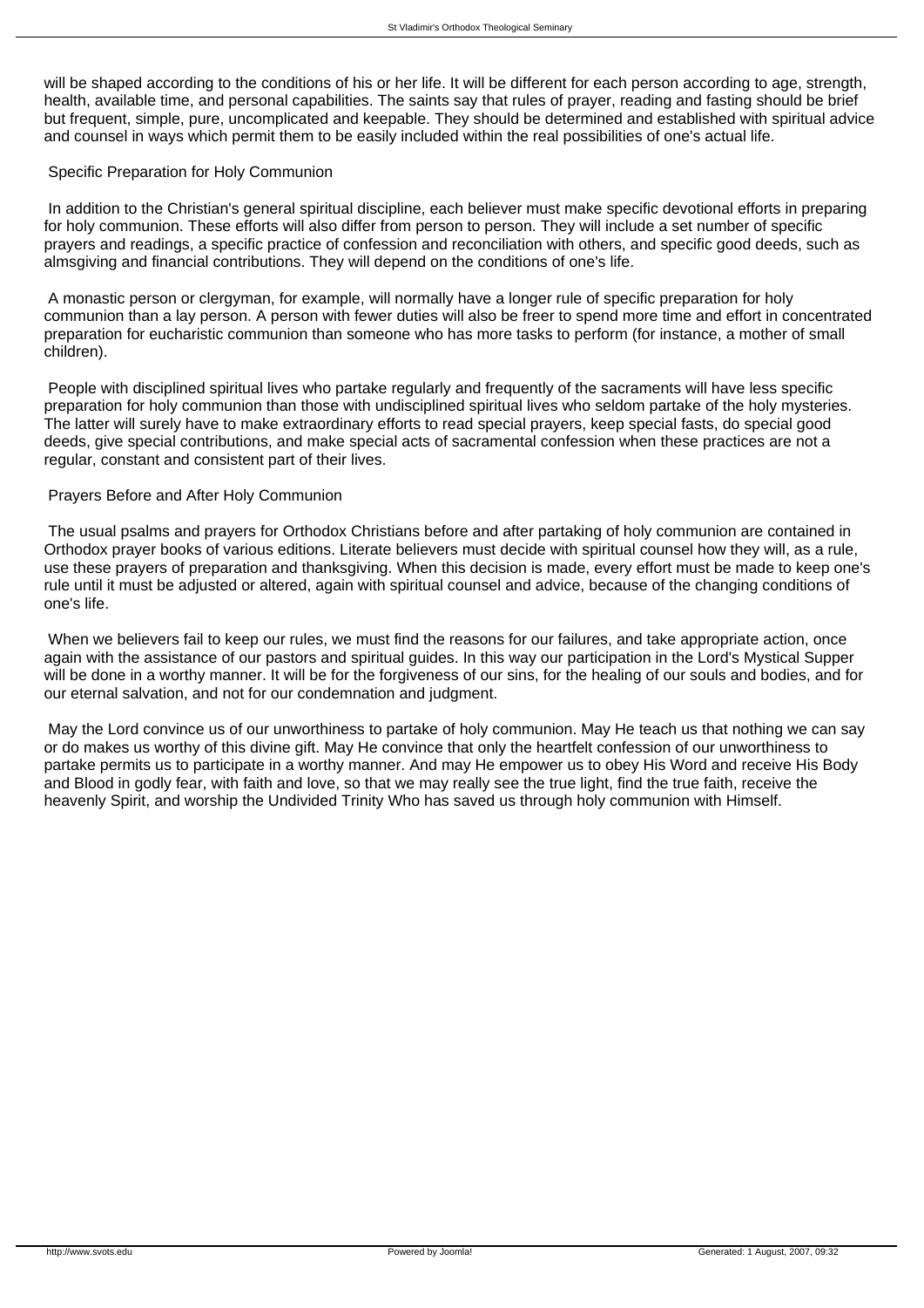will be shaped according to the conditions of his or her life. It will be different for each person according to age, strength, health, available time, and personal capabilities. The saints say that rules of prayer, reading and fasting should be brief but frequent, simple, pure, uncomplicated and keepable. They should be determined and established with spiritual advice and counsel in ways which permit them to be easily included within the real possibilities of one's actual life.

### Specific Preparation for Holy Communion

In addition to the Christian's general spiritual discipline, each believer must make specific devotional efforts in preparing for holy communion. These efforts will also differ from person to person. They will include a set number of specific prayers and readings, a specific practice of confession and reconciliation with others, and specific good deeds, such as almsgiving and financial contributions. They will depend on the conditions of one's life.

A monastic person or clergyman, for example, will normally have a longer rule of specific preparation for holy communion than a lay person. A person with fewer duties will also be freer to spend more time and effort in concentrated preparation for eucharistic communion than someone who has more tasks to perform (for instance, a mother of small children).

People with disciplined spiritual lives who partake regularly and frequently of the sacraments will have less specific preparation for holy communion than those with undisciplined spiritual lives who seldom partake of the holy mysteries. The latter will surely have to make extraordinary efforts to read special prayers, keep special fasts, do special good deeds, give special contributions, and make special acts of sacramental confession when these practices are not a regular, constant and consistent part of their lives.

### Prayers Before and After Holy Communion

The usual psalms and prayers for Orthodox Christians before and after partaking of holy communion are contained in Orthodox prayer books of various editions. Literate believers must decide with spiritual counsel how they will, as a rule, use these prayers of preparation and thanksgiving. When this decision is made, every effort must be made to keep one's rule until it must be adjusted or altered, again with spiritual counsel and advice, because of the changing conditions of one's life.

When we believers fail to keep our rules, we must find the reasons for our failures, and take appropriate action, once again with the assistance of our pastors and spiritual guides. In this way our participation in the Lord's Mystical Supper will be done in a worthy manner. It will be for the forgiveness of our sins, for the healing of our souls and bodies, and for our eternal salvation, and not for our condemnation and judgment.

May the Lord convince us of our unworthiness to partake of holy communion. May He teach us that nothing we can say or do makes us worthy of this divine gift. May He convince that only the heartfelt confession of our unworthiness to partake permits us to participate in a worthy manner. And may He empower us to obey His Word and receive His Body and Blood in godly fear, with faith and love, so that we may really see the true light, find the true faith, receive the heavenly Spirit, and worship the Undivided Trinity Who has saved us through holy communion with Himself.